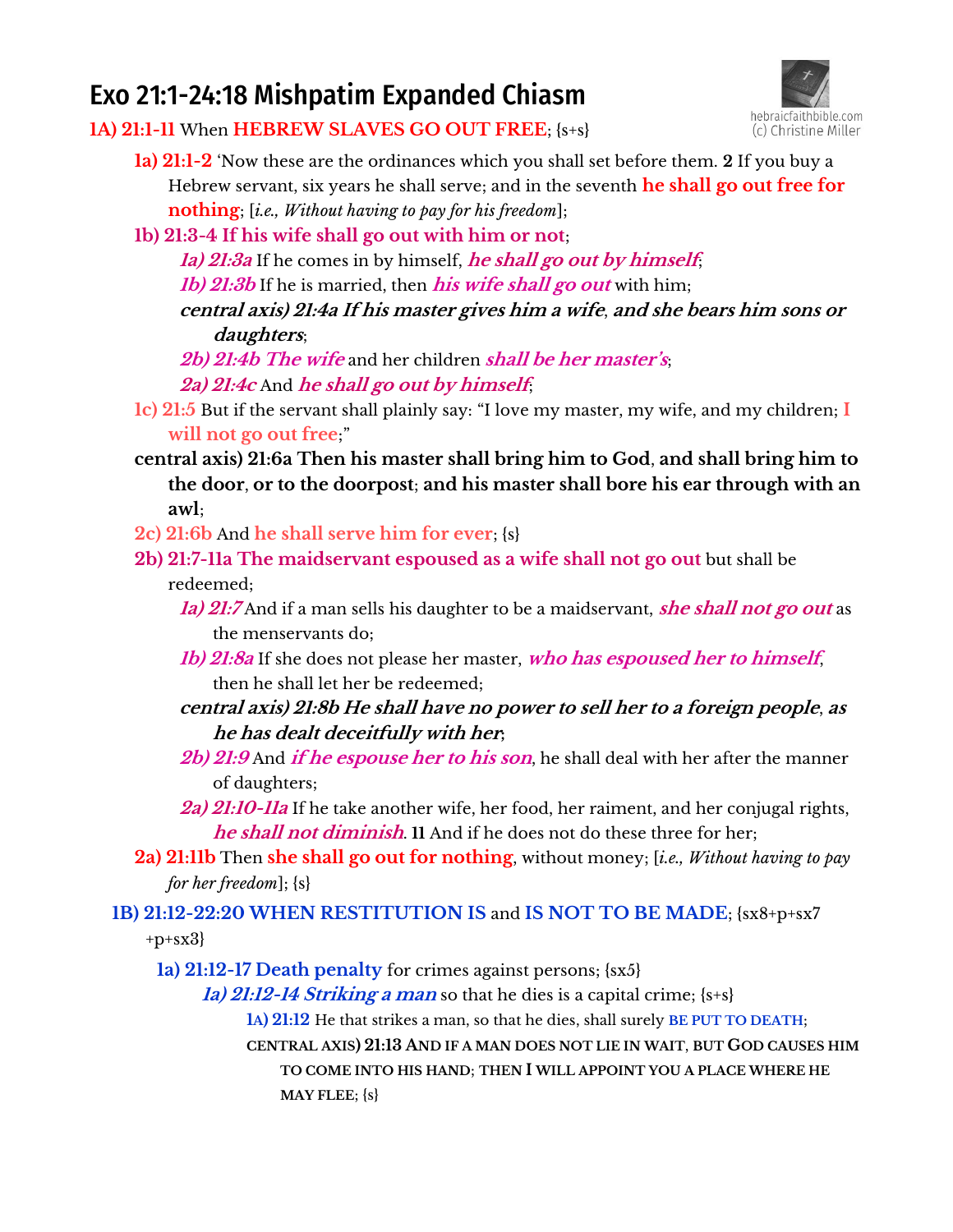# Exo 21:1-24:18 Mishpatim Expanded Chiasm

hebraicfaithbible.com
(c) Christine Miller

**1A) 21:1-11** When **HEBREW SLAVES GO OUT FREE**; {s+s}

- **1a) 21:1-2** 'Now these are the ordinances which you shall set before them. **2** If you buy a Hebrew servant, six years he shall serve; and in the seventh **he shall go out free for nothing**; [*i.e., Without having to pay for his freedom*];
- **1b) 21:3-4 If his wife shall go out with him or not**;
  - ***1a) 21:3a*** If he comes in by himself, ***he shall go out by himself***;
  - ***1b) 21:3b*** If he is married, then ***his wife shall go out*** with him;
  - ***central axis) 21:4a If his master gives him a wife, and she bears him sons or daughters***;
  - ***2b) 21:4b The wife*** and her children ***shall be her master's***;
  - ***2a) 21:4c*** And ***he shall go out by himself***;
- **1c) 21:5** But if the servant shall plainly say: "I love my master, my wife, and my children; **I will not go out free**;"
- **central axis) 21:6a Then his master shall bring him to God, and shall bring him to the door, or to the doorpost; and his master shall bore his ear through with an awl**;
- **2c) 21:6b** And **he shall serve him for ever**; {s}
- **2b) 21:7-11a The maidservant espoused as a wife shall not go out** but shall be redeemed;
  - ***1a) 21:7*** And if a man sells his daughter to be a maidservant, ***she shall not go out*** as the menservants do;
  - ***1b) 21:8a*** If she does not please her master, ***who has espoused her to himself***, then he shall let her be redeemed;
  - ***central axis) 21:8b He shall have no power to sell her to a foreign people, as he has dealt deceitfully with her***;
  - ***2b) 21:9*** And ***if he espouse her to his son***, he shall deal with her after the manner of daughters;
  - ***2a) 21:10-11a*** If he take another wife, her food, her raiment, and her conjugal rights, ***he shall not diminish***. **11** And if he does not do these three for her;
- **2a) 21:11b** Then **she shall go out for nothing**, without money; [*i.e., Without having to pay for her freedom*]; {s}

**1B) 21:12-22:20 WHEN RESTITUTION IS and IS NOT TO BE MADE**; {sx8+p+sx7+p+sx3}

- **1a) 21:12-17 Death penalty** for crimes against persons; {sx5}
  - ***1a) 21:12-14 Striking a man*** so that he dies is a capital crime; {s+s}
    - **1A) 21:12** He that strikes a man, so that he dies, shall surely **BE PUT TO DEATH**;
    - **CENTRAL AXIS) 21:13 AND IF A MAN DOES NOT LIE IN WAIT, BUT GOD CAUSES HIM TO COME INTO HIS HAND; THEN I WILL APPOINT YOU A PLACE WHERE HE MAY FLEE**; {s}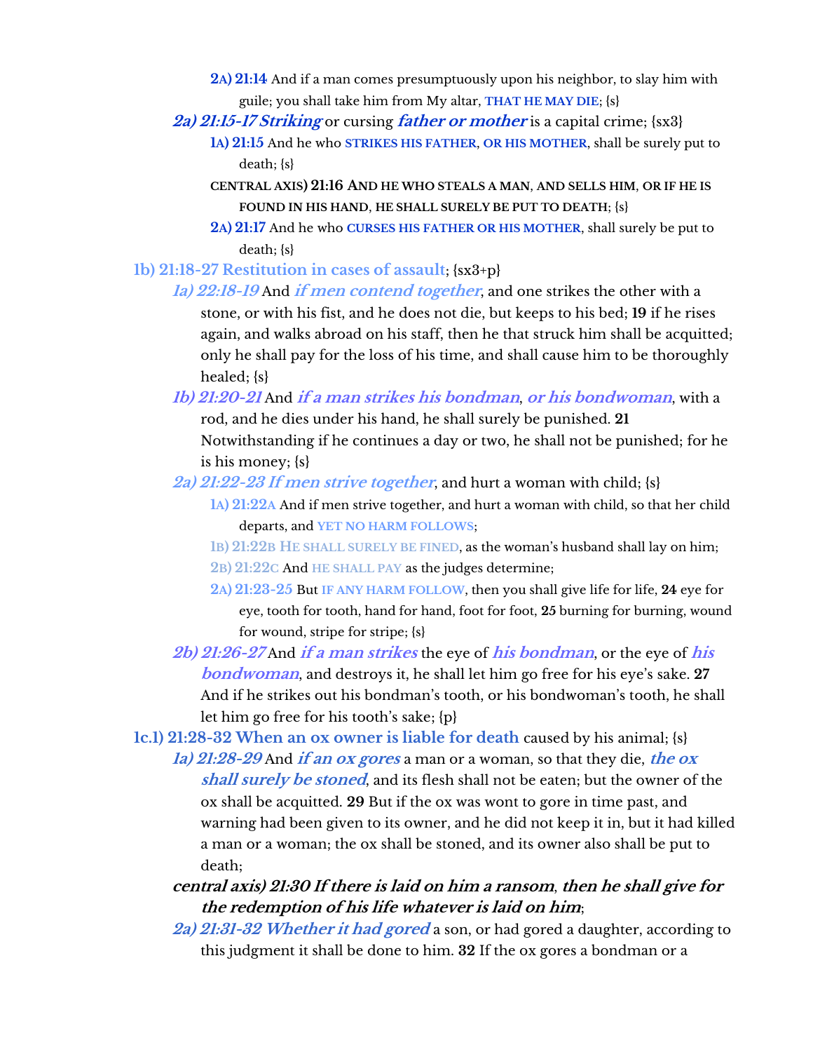**2A) 21:14** And if a man comes presumptuously upon his neighbor, to slay him with guile; you shall take him from My altar, **THAT HE MAY DIE**; {s}

***2a) 21:15-17 Striking*** or cursing ***father or mother*** is a capital crime; {sx3}

**1A) 21:15** And he who **STRIKES HIS FATHER**, **OR HIS MOTHER**, shall be surely put to death; {s}

**CENTRAL AXIS) 21:16 AND HE WHO STEALS A MAN, AND SELLS HIM, OR IF HE IS FOUND IN HIS HAND, HE SHALL SURELY BE PUT TO DEATH**; {s}

**2A) 21:17** And he who **CURSES HIS FATHER OR HIS MOTHER**, shall surely be put to death; {s}

**1b) 21:18-27 Restitution in cases of assault**; {sx3+p}

***1a) 22:18-19*** And ***if men contend together***, and one strikes the other with a stone, or with his fist, and he does not die, but keeps to his bed; **19** if he rises again, and walks abroad on his staff, then he that struck him shall be acquitted; only he shall pay for the loss of his time, and shall cause him to be thoroughly healed; {s}

***1b) 21:20-21*** And ***if a man strikes his bondman***, ***or his bondwoman***, with a rod, and he dies under his hand, he shall surely be punished. **21** Notwithstanding if he continues a day or two, he shall not be punished; for he is his money; {s}

***2a) 21:22-23 If men strive together***, and hurt a woman with child; {s}

**1A) 21:22A** And if men strive together, and hurt a woman with child, so that her child departs, and **YET NO HARM FOLLOWS**;

**1B) 21:22B HE SHALL SURELY BE FINED**, as the woman's husband shall lay on him;

**2B) 21:22C** And **HE SHALL PAY** as the judges determine;

**2A) 21:23-25** But **IF ANY HARM FOLLOW**, then you shall give life for life, **24** eye for eye, tooth for tooth, hand for hand, foot for foot, **25** burning for burning, wound for wound, stripe for stripe; {s}

***2b) 21:26-27*** And ***if a man strikes*** the eye of ***his bondman***, or the eye of ***his bondwoman***, and destroys it, he shall let him go free for his eye's sake. **27** And if he strikes out his bondman's tooth, or his bondwoman's tooth, he shall let him go free for his tooth's sake; {p}

**1c.1) 21:28-32 When an ox owner is liable for death** caused by his animal; {s}

***1a) 21:28-29*** And ***if an ox gores*** a man or a woman, so that they die, ***the ox shall surely be stoned***, and its flesh shall not be eaten; but the owner of the ox shall be acquitted. **29** But if the ox was wont to gore in time past, and warning had been given to its owner, and he did not keep it in, but it had killed a man or a woman; the ox shall be stoned, and its owner also shall be put to death;

***central axis) 21:30 If there is laid on him a ransom, then he shall give for the redemption of his life whatever is laid on him***;

***2a) 21:31-32 Whether it had gored*** a son, or had gored a daughter, according to this judgment it shall be done to him. **32** If the ox gores a bondman or a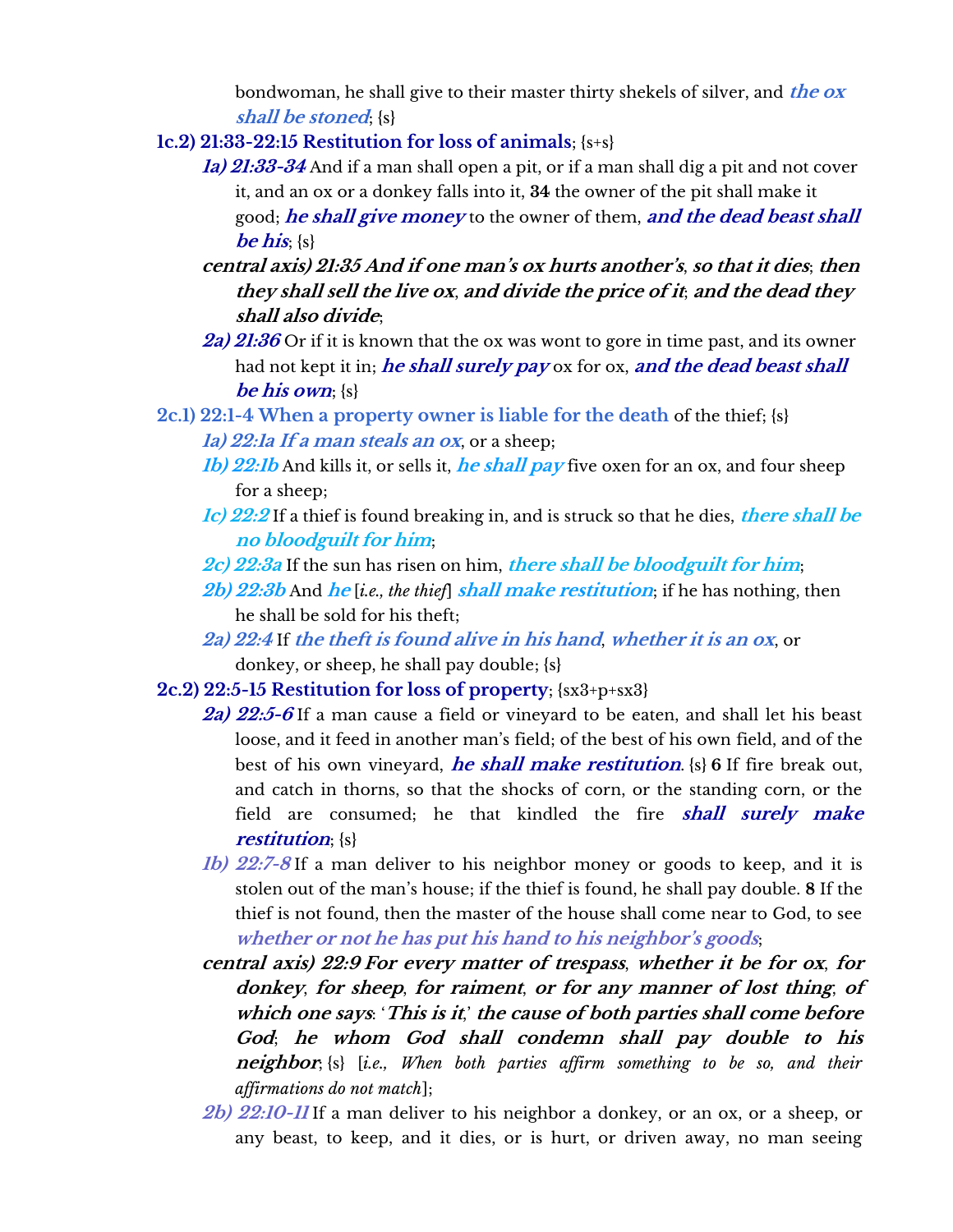bondwoman, he shall give to their master thirty shekels of silver, and ***the ox shall be stoned***; {s}

**1c.2) 21:33-22:15 Restitution for loss of animals**; {s+s}

***1a) 21:33-34*** And if a man shall open a pit, or if a man shall dig a pit and not cover it, and an ox or a donkey falls into it, **34** the owner of the pit shall make it good; ***he shall give money*** to the owner of them, ***and the dead beast shall be his***; {s}

***central axis) 21:35 And if one man's ox hurts another's, so that it dies; then they shall sell the live ox, and divide the price of it; and the dead they shall also divide***;

***2a) 21:36*** Or if it is known that the ox was wont to gore in time past, and its owner had not kept it in; ***he shall surely pay*** ox for ox, ***and the dead beast shall be his own***; {s}

**2c.1) 22:1-4 When a property owner is liable for the death** of the thief; {s}

***1a) 22:1a If a man steals an ox***, or a sheep;

***1b) 22:1b*** And kills it, or sells it, ***he shall pay*** five oxen for an ox, and four sheep for a sheep;

***1c) 22:2*** If a thief is found breaking in, and is struck so that he dies, ***there shall be no bloodguilt for him***;

***2c) 22:3a*** If the sun has risen on him, ***there shall be bloodguilt for him***;

***2b) 22:3b*** And ***he*** [*i.e., the thief*] ***shall make restitution***; if he has nothing, then he shall be sold for his theft;

***2a) 22:4*** If ***the theft is found alive in his hand***, ***whether it is an ox***, or donkey, or sheep, he shall pay double; {s}

**2c.2) 22:5-15 Restitution for loss of property**; {sx3+p+sx3}

***2a) 22:5-6*** If a man cause a field or vineyard to be eaten, and shall let his beast loose, and it feed in another man's field; of the best of his own field, and of the best of his own vineyard, ***he shall make restitution***. {s} **6** If fire break out, and catch in thorns, so that the shocks of corn, or the standing corn, or the field are consumed; he that kindled the fire ***shall surely make restitution***; {s}

***1b) 22:7-8*** If a man deliver to his neighbor money or goods to keep, and it is stolen out of the man's house; if the thief is found, he shall pay double. **8** If the thief is not found, then the master of the house shall come near to God, to see ***whether or not he has put his hand to his neighbor's goods***;

***central axis) 22:9 For every matter of trespass, whether it be for ox, for donkey, for sheep, for raiment, or for any manner of lost thing; of which one says: 'This is it,' the cause of both parties shall come before God; he whom God shall condemn shall pay double to his neighbor***; {s} [*i.e., When both parties affirm something to be so, and their affirmations do not match*];

***2b) 22:10-11*** If a man deliver to his neighbor a donkey, or an ox, or a sheep, or any beast, to keep, and it dies, or is hurt, or driven away, no man seeing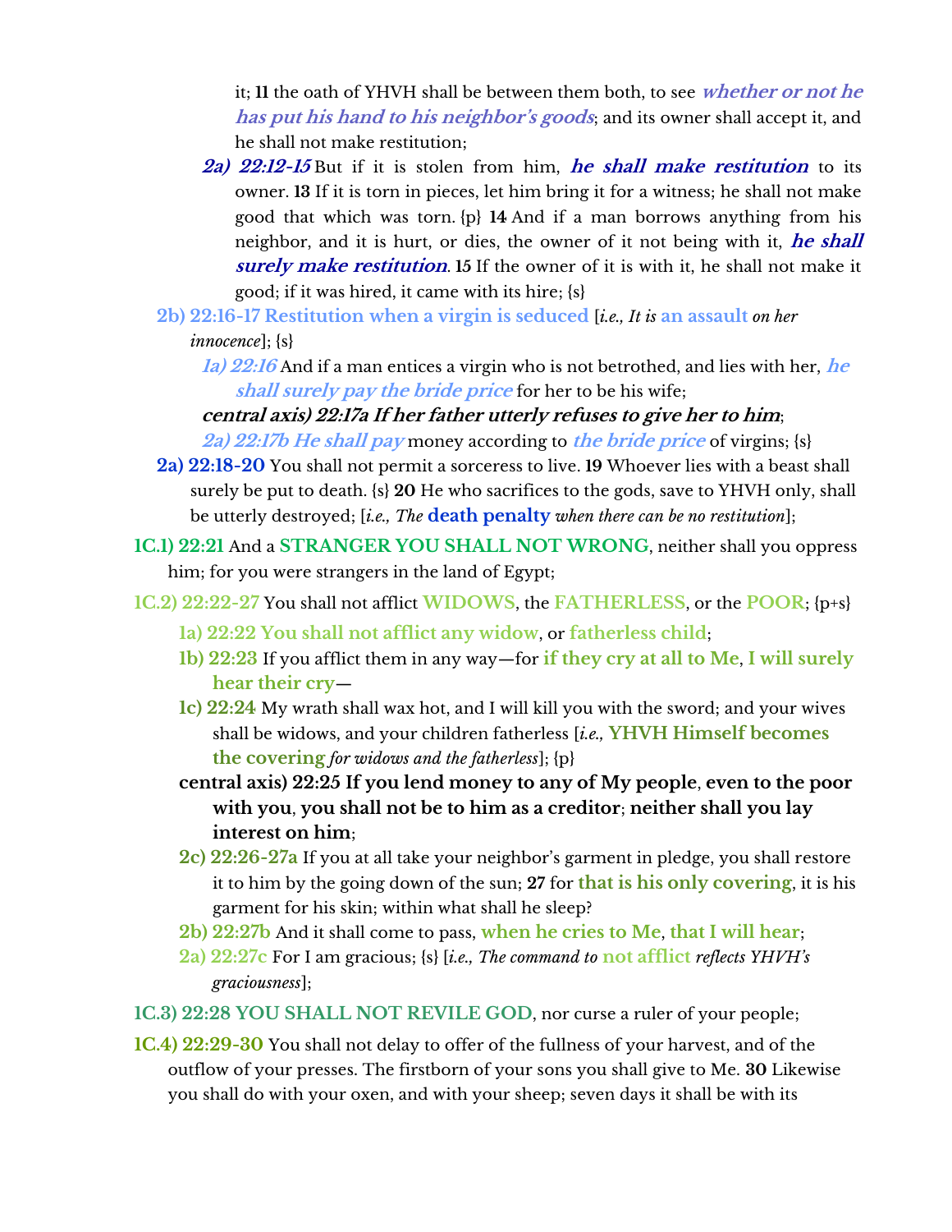it; **11** the oath of YHVH shall be between them both, to see ***whether or not he has put his hand to his neighbor's goods***; and its owner shall accept it, and he shall not make restitution;

*2a) 22:12-15* But if it is stolen from him, ***he shall make restitution*** to its owner. **13** If it is torn in pieces, let him bring it for a witness; he shall not make good that which was torn. {p} **14** And if a man borrows anything from his neighbor, and it is hurt, or dies, the owner of it not being with it, ***he shall surely make restitution***. **15** If the owner of it is with it, he shall not make it good; if it was hired, it came with its hire; {s}

**2b) 22:16-17 Restitution when a virgin is seduced** [*i.e., It is* **an assault** *on her innocence*]; {s}

*1a) 22:16* And if a man entices a virgin who is not betrothed, and lies with her, ***he shall surely pay the bride price*** for her to be his wife;

***central axis) 22:17a If her father utterly refuses to give her to him***;

*2a) 22:17b He shall pay* money according to ***the bride price*** of virgins; {s}

**2a) 22:18-20** You shall not permit a sorceress to live. **19** Whoever lies with a beast shall surely be put to death. {s} **20** He who sacrifices to the gods, save to YHVH only, shall be utterly destroyed; [*i.e., The* **death penalty** *when there can be no restitution*];

**1C.1) 22:21** And a **STRANGER YOU SHALL NOT WRONG**, neither shall you oppress him; for you were strangers in the land of Egypt;

**1C.2) 22:22-27** You shall not afflict **WIDOWS**, the **FATHERLESS**, or the **POOR**; {p+s}

**1a) 22:22 You shall not afflict any widow**, or **fatherless child**;

**1b) 22:23** If you afflict them in any way—for **if they cry at all to Me**, **I will surely hear their cry**—

**1c) 22:24** My wrath shall wax hot, and I will kill you with the sword; and your wives shall be widows, and your children fatherless [*i.e.,* **YHVH Himself becomes the covering** *for widows and the fatherless*]; {p}

**central axis) 22:25 If you lend money to any of My people**, **even to the poor with you**, **you shall not be to him as a creditor**; **neither shall you lay interest on him**;

**2c) 22:26-27a** If you at all take your neighbor's garment in pledge, you shall restore it to him by the going down of the sun; **27** for **that is his only covering**, it is his garment for his skin; within what shall he sleep?

**2b) 22:27b** And it shall come to pass, **when he cries to Me**, **that I will hear**;

**2a) 22:27c** For I am gracious; {s} [*i.e., The command to* **not afflict** *reflects YHVH's graciousness*];

**1C.3) 22:28 YOU SHALL NOT REVILE GOD**, nor curse a ruler of your people;

**1C.4) 22:29-30** You shall not delay to offer of the fullness of your harvest, and of the outflow of your presses. The firstborn of your sons you shall give to Me. **30** Likewise you shall do with your oxen, and with your sheep; seven days it shall be with its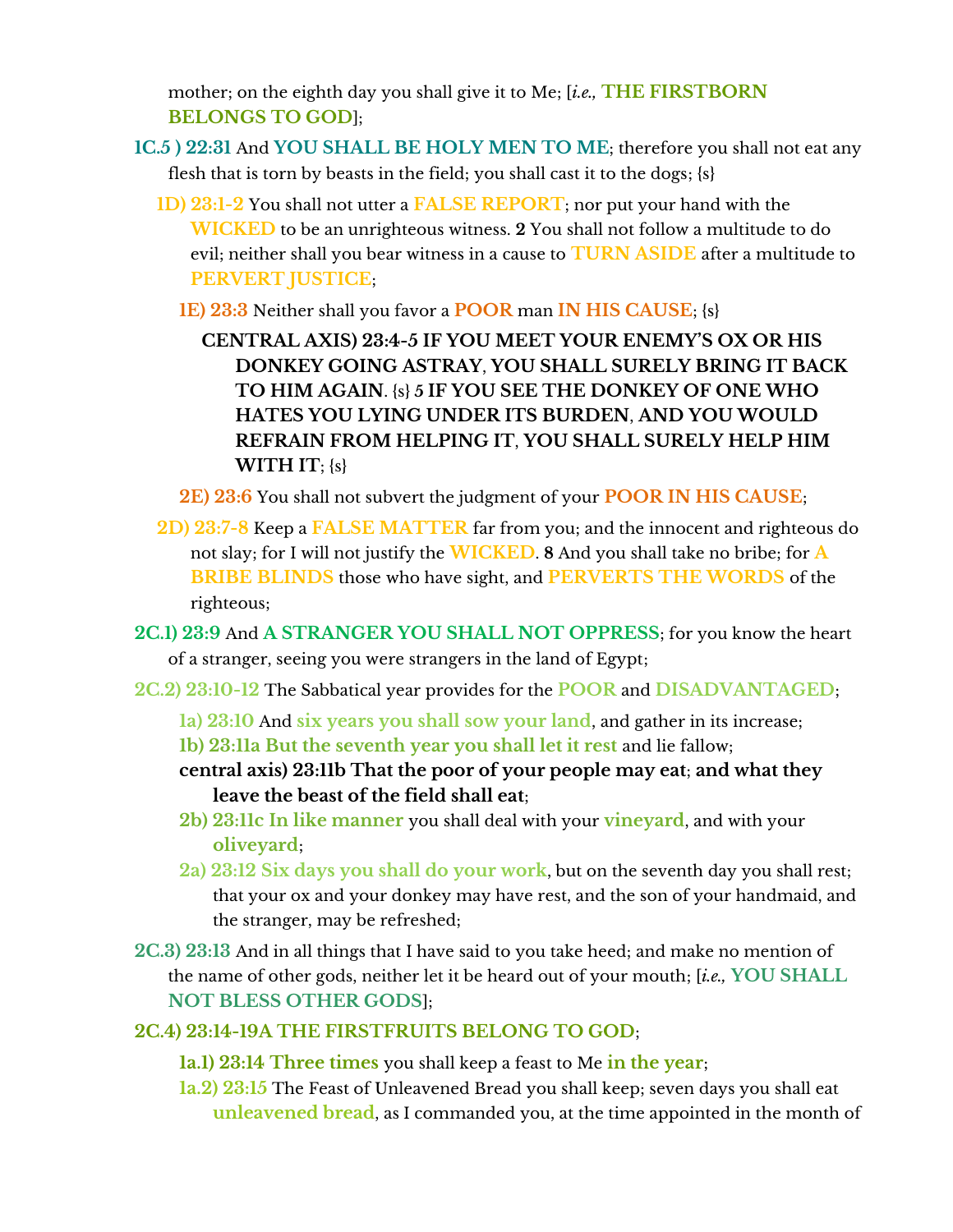mother; on the eighth day you shall give it to Me; [*i.e.,* **THE FIRSTBORN BELONGS TO GOD**];

**1C.5 ) 22:31** And **YOU SHALL BE HOLY MEN TO ME**; therefore you shall not eat any flesh that is torn by beasts in the field; you shall cast it to the dogs; {s}

**1D) 23:1-2** You shall not utter a **FALSE REPORT**; nor put your hand with the **WICKED** to be an unrighteous witness. **2** You shall not follow a multitude to do evil; neither shall you bear witness in a cause to **TURN ASIDE** after a multitude to **PERVERT JUSTICE**;

**1E) 23:3** Neither shall you favor a **POOR** man **IN HIS CAUSE**; {s}

**CENTRAL AXIS) 23:4-5 IF YOU MEET YOUR ENEMY'S OX OR HIS DONKEY GOING ASTRAY**, **YOU SHALL SURELY BRING IT BACK TO HIM AGAIN**. {s} **5 IF YOU SEE THE DONKEY OF ONE WHO HATES YOU LYING UNDER ITS BURDEN**, **AND YOU WOULD REFRAIN FROM HELPING IT**, **YOU SHALL SURELY HELP HIM WITH IT**; {s}

**2E) 23:6** You shall not subvert the judgment of your **POOR IN HIS CAUSE**;

**2D) 23:7-8** Keep a **FALSE MATTER** far from you; and the innocent and righteous do not slay; for I will not justify the **WICKED**. **8** And you shall take no bribe; for **A BRIBE BLINDS** those who have sight, and **PERVERTS THE WORDS** of the righteous;

**2C.1) 23:9** And **A STRANGER YOU SHALL NOT OPPRESS**; for you know the heart of a stranger, seeing you were strangers in the land of Egypt;

**2C.2) 23:10-12** The Sabbatical year provides for the **POOR** and **DISADVANTAGED**;

**1a) 23:10** And **six years you shall sow your land**, and gather in its increase;

**1b) 23:11a But the seventh year you shall let it rest** and lie fallow;

**central axis) 23:11b That the poor of your people may eat**; **and what they leave the beast of the field shall eat**;

**2b) 23:11c In like manner** you shall deal with your **vineyard**, and with your **oliveyard**;

**2a) 23:12 Six days you shall do your work**, but on the seventh day you shall rest; that your ox and your donkey may have rest, and the son of your handmaid, and the stranger, may be refreshed;

**2C.3) 23:13** And in all things that I have said to you take heed; and make no mention of the name of other gods, neither let it be heard out of your mouth; [*i.e.,* **YOU SHALL NOT BLESS OTHER GODS**];

**2C.4) 23:14-19A THE FIRSTFRUITS BELONG TO GOD**;

**1a.1) 23:14 Three times** you shall keep a feast to Me **in the year**;

**1a.2) 23:15** The Feast of Unleavened Bread you shall keep; seven days you shall eat **unleavened bread**, as I commanded you, at the time appointed in the month of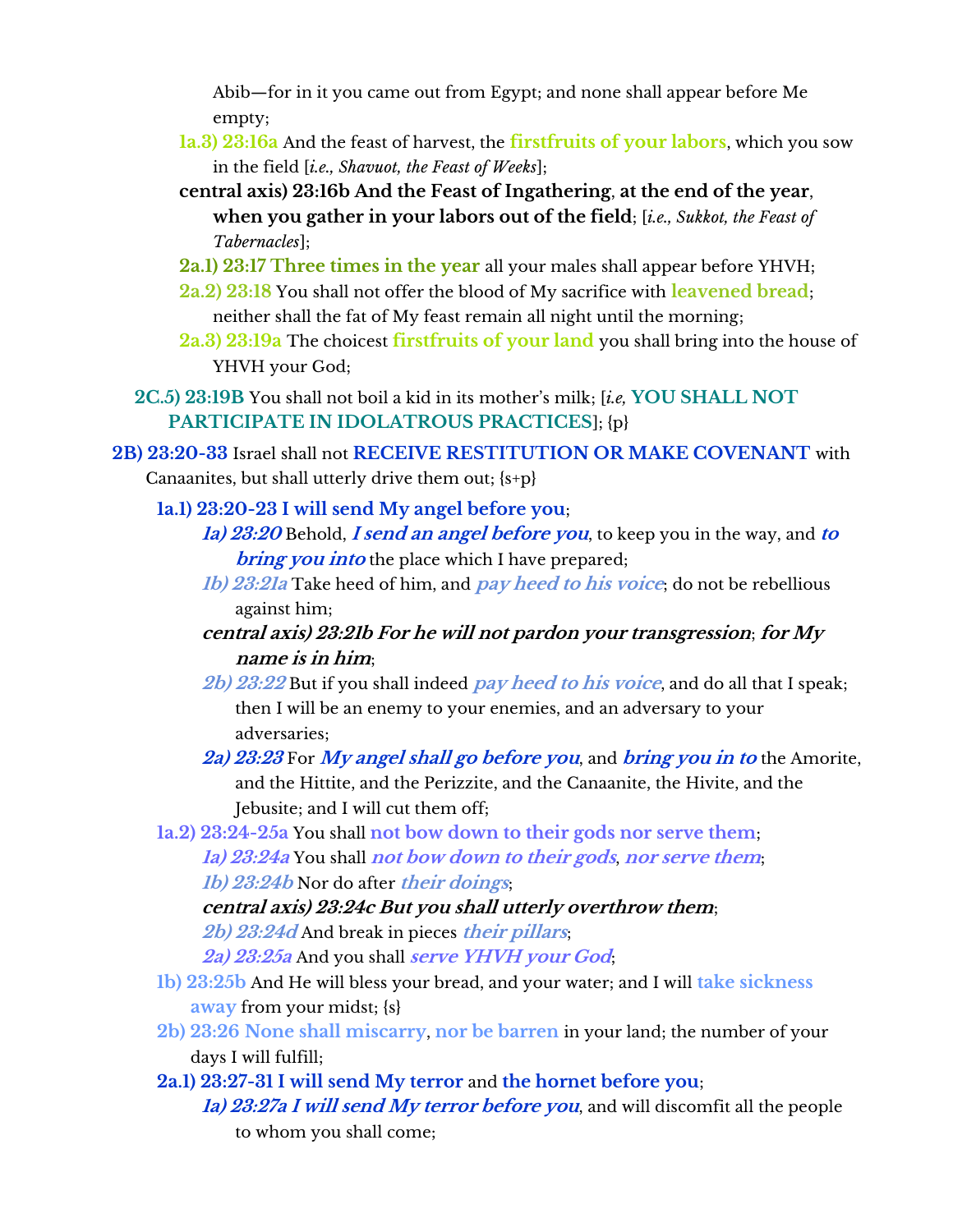Abib—for in it you came out from Egypt; and none shall appear before Me empty;

**1a.3) 23:16a** And the feast of harvest, the **firstfruits of your labors**, which you sow in the field [*i.e., Shavuot, the Feast of Weeks*];

**central axis) 23:16b And the Feast of Ingathering, at the end of the year, when you gather in your labors out of the field**; [*i.e., Sukkot, the Feast of Tabernacles*];

**2a.1) 23:17 Three times in the year** all your males shall appear before YHVH;

**2a.2) 23:18** You shall not offer the blood of My sacrifice with **leavened bread**; neither shall the fat of My feast remain all night until the morning;

**2a.3) 23:19a** The choicest **firstfruits of your land** you shall bring into the house of YHVH your God;

**2C.5) 23:19B** You shall not boil a kid in its mother's milk; [*i.e,* **YOU SHALL NOT PARTICIPATE IN IDOLATROUS PRACTICES**]; {p}

**2B) 23:20-33** Israel shall not **RECEIVE RESTITUTION OR MAKE COVENANT** with Canaanites, but shall utterly drive them out; {s+p}

**1a.1) 23:20-23 I will send My angel before you**;

***1a) 23:20*** Behold, ***I send an angel before you***, to keep you in the way, and ***to bring you into*** the place which I have prepared;

***1b) 23:21a*** Take heed of him, and ***pay heed to his voice***; do not be rebellious against him;

***central axis) 23:21b For he will not pardon your transgression; for My name is in him***;

***2b) 23:22*** But if you shall indeed ***pay heed to his voice***, and do all that I speak; then I will be an enemy to your enemies, and an adversary to your adversaries;

***2a) 23:23*** For ***My angel shall go before you***, and ***bring you in to*** the Amorite, and the Hittite, and the Perizzite, and the Canaanite, the Hivite, and the Jebusite; and I will cut them off;

**1a.2) 23:24-25a** You shall **not bow down to their gods nor serve them**;

***1a) 23:24a*** You shall ***not bow down to their gods***, ***nor serve them***;

***1b) 23:24b*** Nor do after ***their doings***;

***central axis) 23:24c But you shall utterly overthrow them***;

***2b) 23:24d*** And break in pieces ***their pillars***;

***2a) 23:25a*** And you shall ***serve YHVH your God***;

**1b) 23:25b** And He will bless your bread, and your water; and I will **take sickness away** from your midst; {s}

**2b) 23:26 None shall miscarry**, **nor be barren** in your land; the number of your days I will fulfill;

**2a.1) 23:27-31 I will send My terror** and **the hornet before you**;

***1a) 23:27a I will send My terror before you***, and will discomfit all the people to whom you shall come;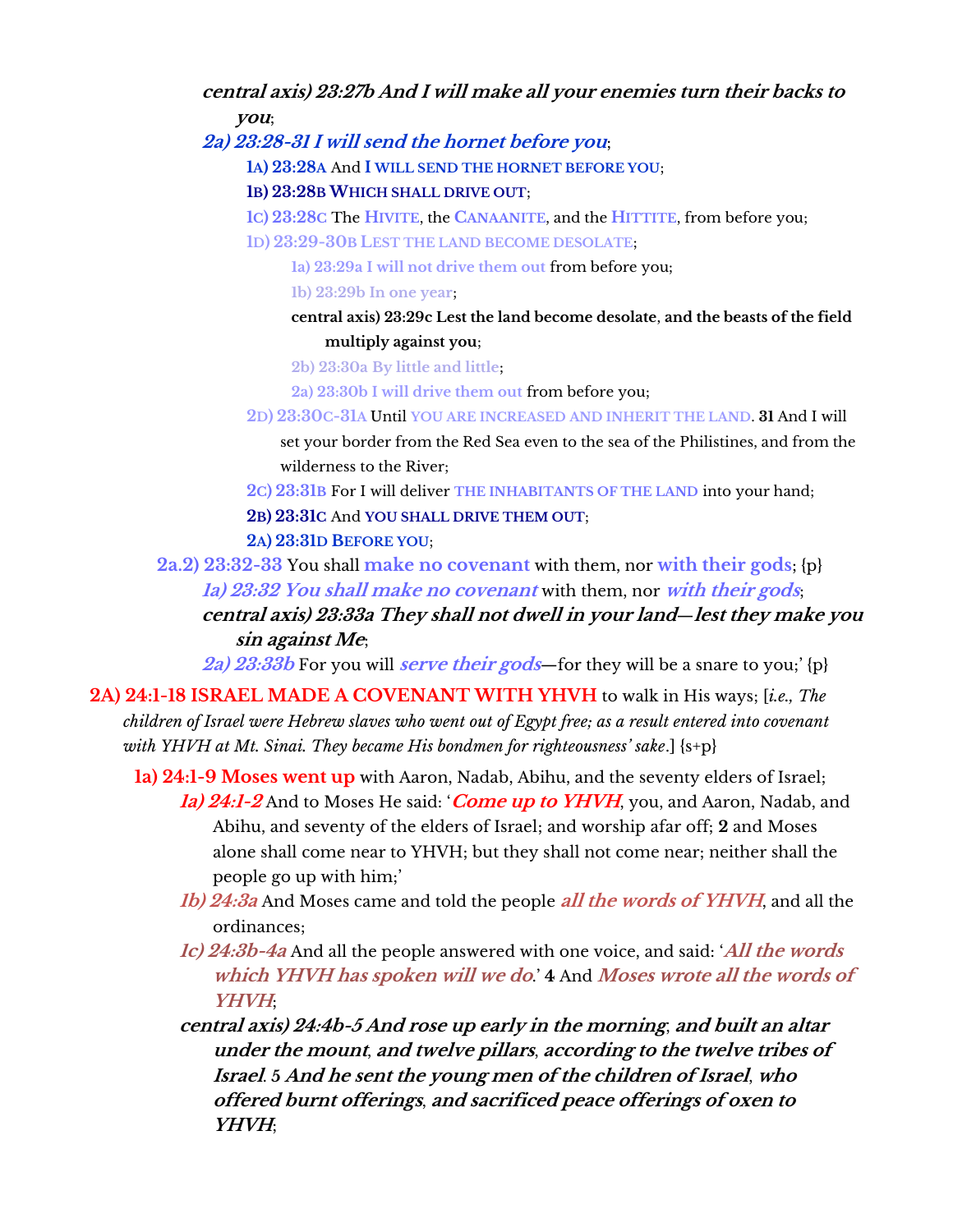***central axis) 23:27b And I will make all your enemies turn their backs to you***;

***2a) 23:28-31 I will send the hornet before you***;

**1A) 23:28A** And **I WILL SEND THE HORNET BEFORE YOU**;

**1B) 23:28B WHICH SHALL DRIVE OUT**;

**1C) 23:28C** The **HIVITE**, the **CANAANITE**, and the **HITTITE**, from before you;

**1D) 23:29-30B LEST THE LAND BECOME DESOLATE**;

**1a) 23:29a I will not drive them out** from before you;

**1b) 23:29b In one year**;

**central axis) 23:29c Lest the land become desolate, and the beasts of the field multiply against you**;

**2b) 23:30a By little and little**;

**2a) 23:30b I will drive them out** from before you;

**2D) 23:30C-31A** Until **YOU ARE INCREASED AND INHERIT THE LAND**. **31** And I will set your border from the Red Sea even to the sea of the Philistines, and from the wilderness to the River;

**2C) 23:31B** For I will deliver **THE INHABITANTS OF THE LAND** into your hand;

**2B) 23:31C** And **YOU SHALL DRIVE THEM OUT**;

**2A) 23:31D BEFORE YOU**;

**2a.2) 23:32-33** You shall **make no covenant** with them, nor **with their gods**; {p}

***1a) 23:32 You shall make no covenant*** with them, nor ***with their gods***;

***central axis) 23:33a They shall not dwell in your land—lest they make you sin against Me***;

***2a) 23:33b*** For you will ***serve their gods***—for they will be a snare to you;' {p}

**2A) 24:1-18 ISRAEL MADE A COVENANT WITH YHVH** to walk in His ways; [*i.e., The children of Israel were Hebrew slaves who went out of Egypt free; as a result entered into covenant with YHVH at Mt. Sinai. They became His bondmen for righteousness' sake*.] {s+p}

**1a) 24:1-9 Moses went up** with Aaron, Nadab, Abihu, and the seventy elders of Israel;

***1a) 24:1-2*** And to Moses He said: '***Come up to YHVH***, you, and Aaron, Nadab, and Abihu, and seventy of the elders of Israel; and worship afar off; **2** and Moses alone shall come near to YHVH; but they shall not come near; neither shall the people go up with him;'

***1b) 24:3a*** And Moses came and told the people ***all the words of YHVH***, and all the ordinances;

***1c) 24:3b-4a*** And all the people answered with one voice, and said: '***All the words which YHVH has spoken will we do***.' **4** And ***Moses wrote all the words of YHVH***;

***central axis) 24:4b-5 And rose up early in the morning, and built an altar under the mount, and twelve pillars, according to the twelve tribes of Israel. 5 And he sent the young men of the children of Israel, who offered burnt offerings, and sacrificed peace offerings of oxen to YHVH***;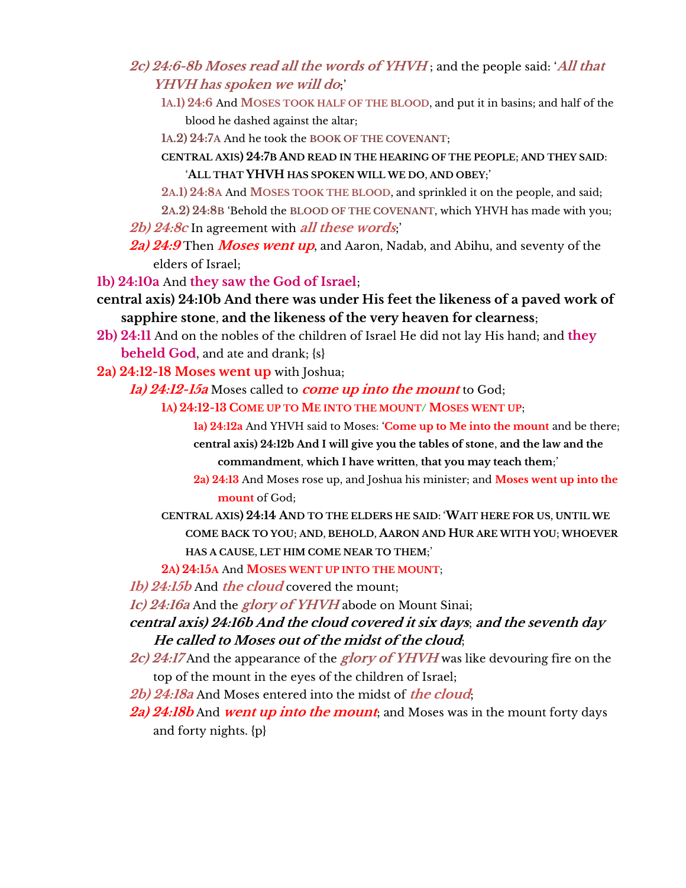***2c) 24:6-8b Moses read all the words of YHVH*** ; and the people said: '***All that YHVH has spoken we will do***;'

1A.1) 24:6 And MOSES TOOK HALF OF THE BLOOD, and put it in basins; and half of the blood he dashed against the altar;

1A.2) 24:7A And he took the BOOK OF THE COVENANT;

**CENTRAL AXIS) 24:7B AND READ IN THE HEARING OF THE PEOPLE; AND THEY SAID: 'ALL THAT YHVH HAS SPOKEN WILL WE DO, AND OBEY;'**

2A.1) 24:8A And MOSES TOOK THE BLOOD, and sprinkled it on the people, and said;

2A.2) 24:8B 'Behold the BLOOD OF THE COVENANT, which YHVH has made with you;

***2b) 24:8c*** In agreement with ***all these words***;'

***2a) 24:9*** Then ***Moses went up***, and Aaron, Nadab, and Abihu, and seventy of the elders of Israel;

**1b) 24:10a** And **they saw the God of Israel**;

**central axis) 24:10b And there was under His feet the likeness of a paved work of sapphire stone, and the likeness of the very heaven for clearness**;

**2b) 24:11** And on the nobles of the children of Israel He did not lay His hand; and **they beheld God**, and ate and drank; {s}

**2a) 24:12-18 Moses went up** with Joshua;

***1a) 24:12-15a*** Moses called to ***come up into the mount*** to God;

**1A) 24:12-13 COME UP TO ME INTO THE MOUNT/ MOSES WENT UP**;

**1a) 24:12a** And YHVH said to Moses: '**Come up to Me into the mount** and be there;

**central axis) 24:12b And I will give you the tables of stone, and the law and the commandment, which I have written, that you may teach them;'**

**2a) 24:13** And Moses rose up, and Joshua his minister; and **Moses went up into the mount** of God;

**CENTRAL AXIS) 24:14 AND TO THE ELDERS HE SAID: 'WAIT HERE FOR US, UNTIL WE COME BACK TO YOU; AND, BEHOLD, AARON AND HUR ARE WITH YOU; WHOEVER HAS A CAUSE, LET HIM COME NEAR TO THEM;'**

**2A) 24:15A** And **MOSES WENT UP INTO THE MOUNT**;

***1b) 24:15b*** And ***the cloud*** covered the mount;

***1c) 24:16a*** And the ***glory of YHVH*** abode on Mount Sinai;

***central axis) 24:16b And the cloud covered it six days; and the seventh day He called to Moses out of the midst of the cloud***;

***2c) 24:17*** And the appearance of the ***glory of YHVH*** was like devouring fire on the top of the mount in the eyes of the children of Israel;

***2b) 24:18a*** And Moses entered into the midst of ***the cloud***;

***2a) 24:18b*** And ***went up into the mount***; and Moses was in the mount forty days and forty nights. {p}